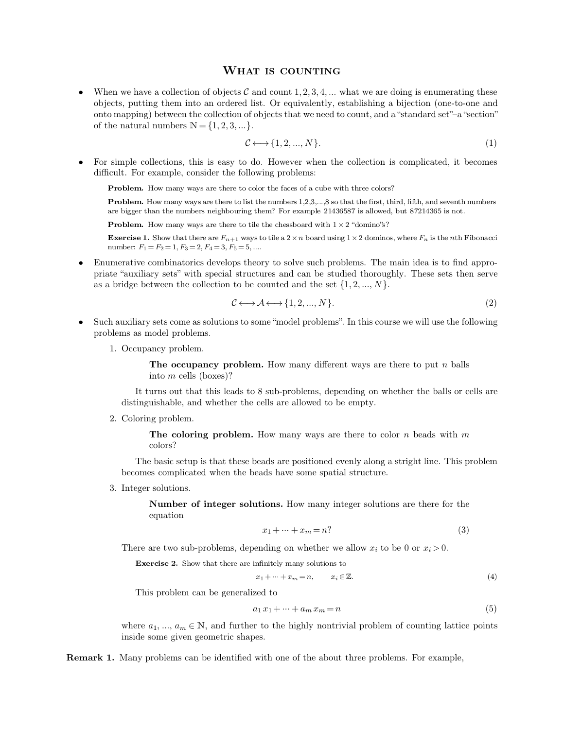# What is counting

- When we have a collection of objects $\mathcal{C}$ and count $1, 2, 3, 4, \ldots$ what we are doing is enumerating these objects, putting them into an ordered list. Or equivalently, establishing a bijection (one-to-one and onto mapping) between the collection of objects that we need to count, and a "standard set"–a "section" of the natural numbers $\mathbb{N} = \{1, 2, 3, \ldots\}$.

$$\mathcal{C} \longleftrightarrow \{1, 2, \ldots, N\}. \tag{1}$$

- For simple collections, this is easy to do. However when the collection is complicated, it becomes difficult. For example, consider the following problems:

  **Problem.** How many ways are there to color the faces of a cube with three colors?

  **Problem.** How many ways are there to list the numbers 1,2,3,...,8 so that the first, third, fifth, and seventh numbers are bigger than the numbers neighbouring them? For example 21436587 is allowed, but 87214365 is not.

  **Problem.** How many ways are there to tile the chessboard with $1 \times 2$ "domino"s?

  **Exercise 1.** Show that there are $F_{n+1}$ ways to tile a $2 \times n$ board using $1 \times 2$ dominos, where $F_n$ is the $n$th Fibonacci number: $F_1 = F_2 = 1, F_3 = 2, F_4 = 3, F_5 = 5, \ldots$.

- Enumerative combinatorics develops theory to solve such problems. The main idea is to find appropriate "auxiliary sets" with special structures and can be studied thoroughly. These sets then serve as a bridge between the collection to be counted and the set $\{1, 2, \ldots, N\}$.

$$\mathcal{C} \longleftrightarrow \mathcal{A} \longleftrightarrow \{1, 2, \ldots, N\}. \tag{2}$$

- Such auxiliary sets come as solutions to some "model problems". In this course we will use the following problems as model problems.

  1. Occupancy problem.

     **The occupancy problem.** How many different ways are there to put $n$ balls into $m$ cells (boxes)?

     It turns out that this leads to 8 sub-problems, depending on whether the balls or cells are distinguishable, and whether the cells are allowed to be empty.

  2. Coloring problem.

     **The coloring problem.** How many ways are there to color $n$ beads with $m$ colors?

     The basic setup is that these beads are positioned evenly along a stright line. This problem becomes complicated when the beads have some spatial structure.

  3. Integer solutions.

     **Number of integer solutions.** How many integer solutions are there for the equation

$$x_1 + \cdots + x_m = n? \tag{3}$$

     There are two sub-problems, depending on whether we allow $x_i$ to be 0 or $x_i > 0$.

     **Exercise 2.** Show that there are infinitely many solutions to

$$x_1 + \cdots + x_m = n, \qquad x_i \in \mathbb{Z}. \tag{4}$$

     This problem can be generalized to

$$a_1 x_1 + \cdots + a_m x_m = n \tag{5}$$

     where $a_1, \ldots, a_m \in \mathbb{N}$, and further to the highly nontrivial problem of counting lattice points inside some given geometric shapes.

**Remark 1.** Many problems can be identified with one of the about three problems. For example,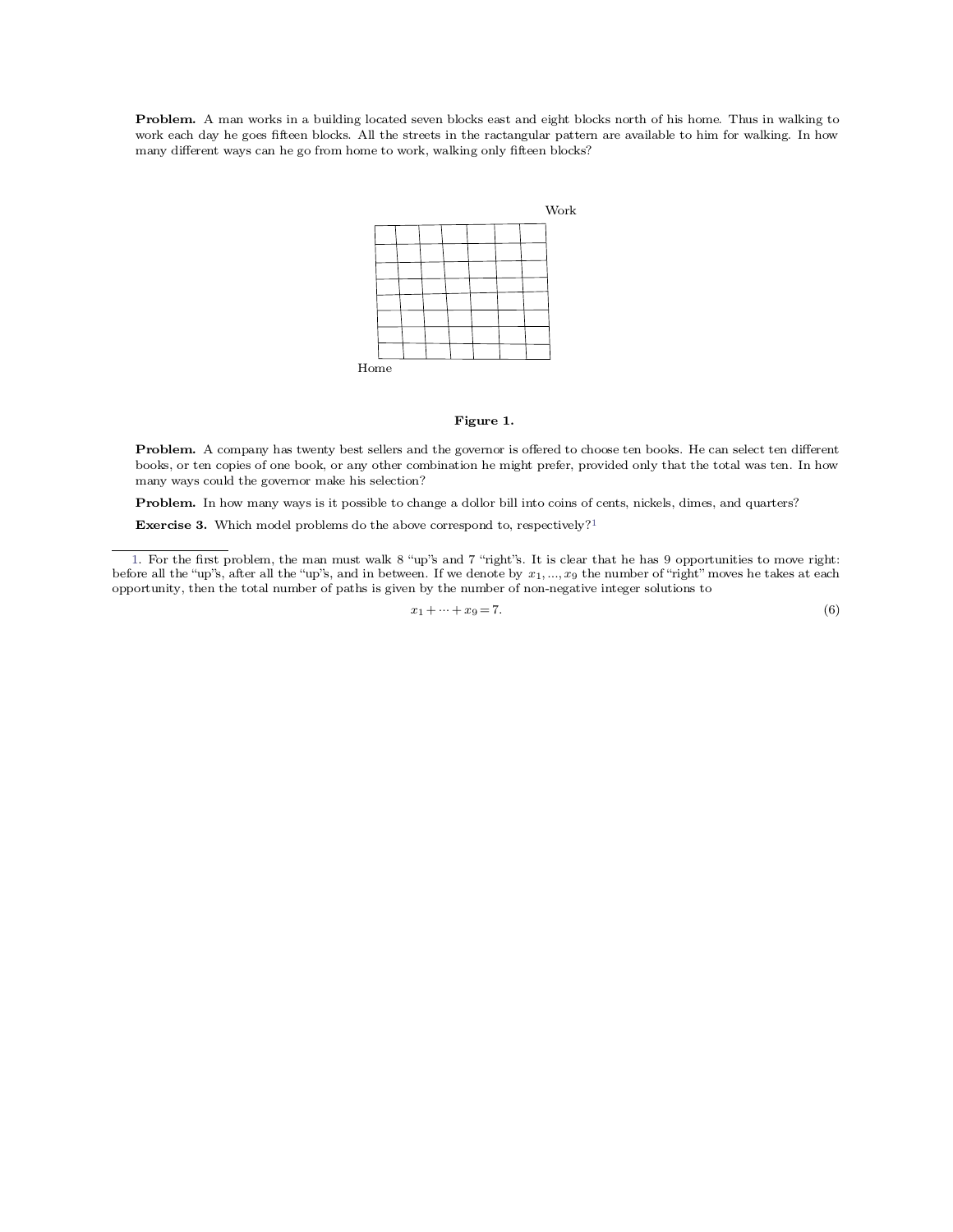**Problem.** A man works in a building located seven blocks east and eight blocks north of his home. Thus in walking to work each day he goes fifteen blocks. All the streets in the ractangular pattern are available to him for walking. In how many different ways can he go from home to work, walking only fifteen blocks?

Work

Home

**Figure 1.**

**Problem.** A company has twenty best sellers and the governor is offered to choose ten books. He can select ten different books, or ten copies of one book, or any other combination he might prefer, provided only that the total was ten. In how many ways could the governor make his selection?

**Problem.** In how many ways is it possible to change a dollor bill into coins of cents, nickels, dimes, and quarters?

**Exercise 3.** Which model problems do the above correspond to, respectively?[1]

---

1. For the first problem, the man must walk 8 "up"s and 7 "right"s. It is clear that he has 9 opportunities to move right: before all the "up"s, after all the "up"s, and in between. If we denote by $x_1, \ldots, x_9$ the number of "right" moves he takes at each opportunity, then the total number of paths is given by the number of non-negative integer solutions to

$$x_1 + \cdots + x_9 = 7. \tag{6}$$